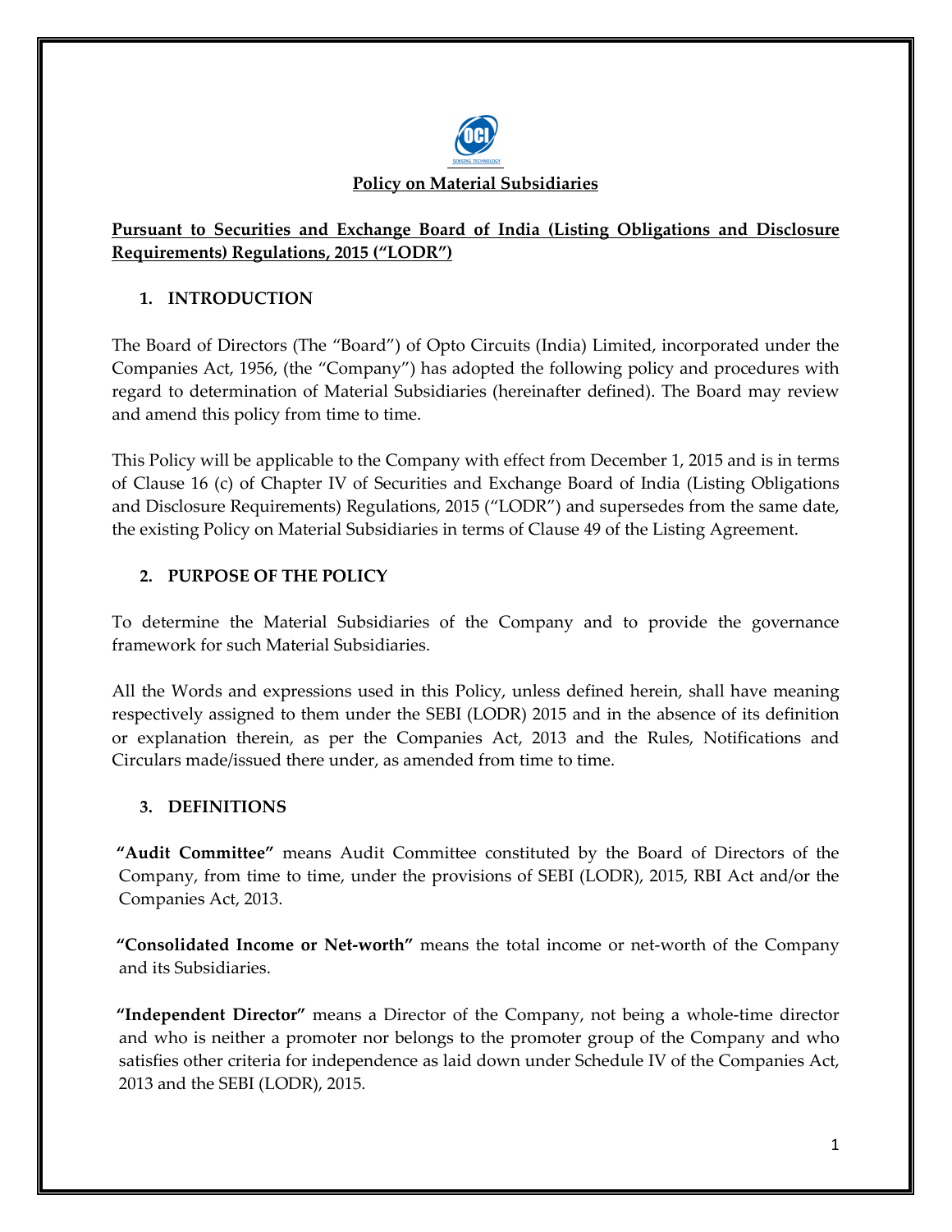# Policy on Material Subsidiaries

**Pursuant to Securities and Exchange Board of India (Listing Obligations and Disclosure Requirements) Regulations, 2015 ("LODR")**

## 1. INTRODUCTION

The Board of Directors (The "Board") of Opto Circuits (India) Limited, incorporated under the Companies Act, 1956, (the "Company") has adopted the following policy and procedures with regard to determination of Material Subsidiaries (hereinafter defined). The Board may review and amend this policy from time to time.

This Policy will be applicable to the Company with effect from December 1, 2015 and is in terms of Clause 16 (c) of Chapter IV of Securities and Exchange Board of India (Listing Obligations and Disclosure Requirements) Regulations, 2015 ("LODR") and supersedes from the same date, the existing Policy on Material Subsidiaries in terms of Clause 49 of the Listing Agreement.

## 2. PURPOSE OF THE POLICY

To determine the Material Subsidiaries of the Company and to provide the governance framework for such Material Subsidiaries.

All the Words and expressions used in this Policy, unless defined herein, shall have meaning respectively assigned to them under the SEBI (LODR) 2015 and in the absence of its definition or explanation therein, as per the Companies Act, 2013 and the Rules, Notifications and Circulars made/issued there under, as amended from time to time.

## 3. DEFINITIONS

**"Audit Committee"** means Audit Committee constituted by the Board of Directors of the Company, from time to time, under the provisions of SEBI (LODR), 2015, RBI Act and/or the Companies Act, 2013.

**"Consolidated Income or Net-worth"** means the total income or net-worth of the Company and its Subsidiaries.

**"Independent Director"** means a Director of the Company, not being a whole-time director and who is neither a promoter nor belongs to the promoter group of the Company and who satisfies other criteria for independence as laid down under Schedule IV of the Companies Act, 2013 and the SEBI (LODR), 2015.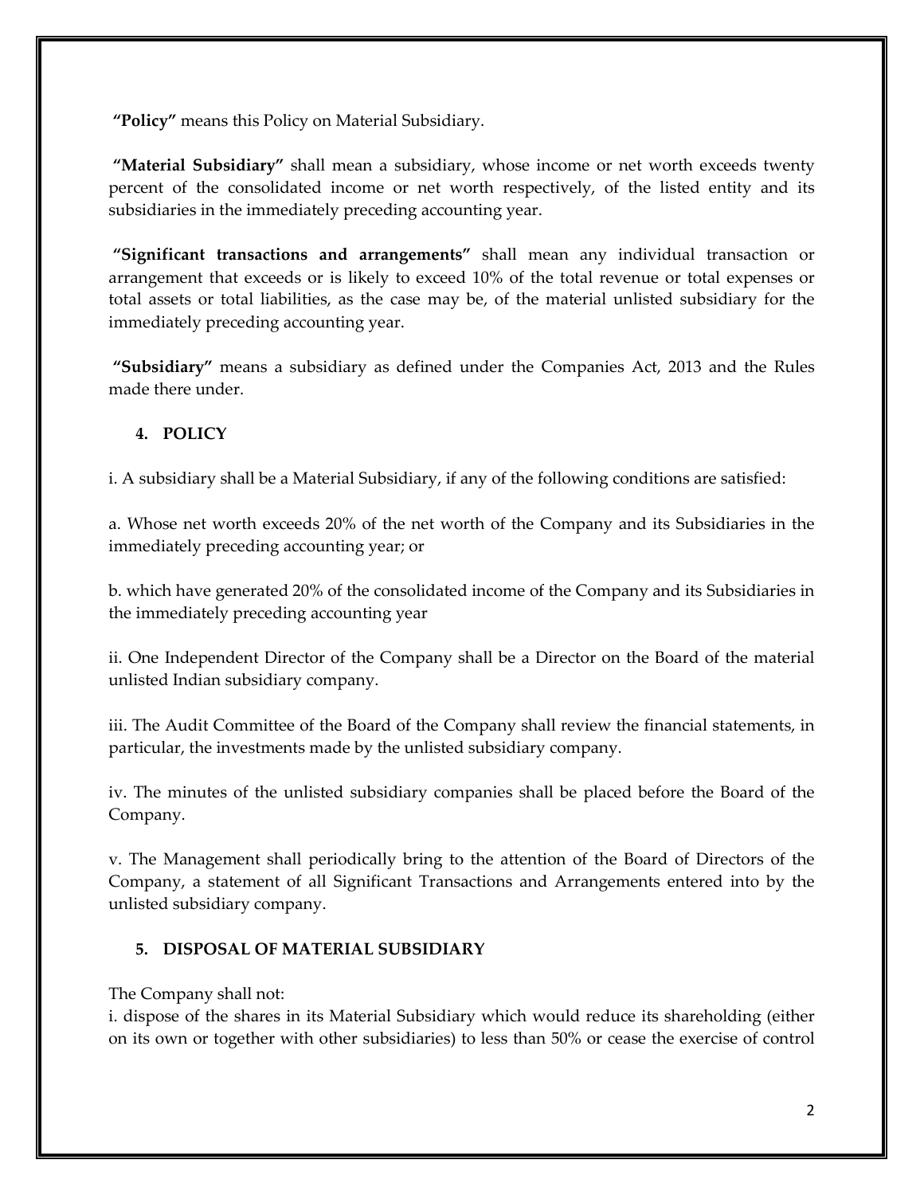**"Policy"** means this Policy on Material Subsidiary.

**"Material Subsidiary"** shall mean a subsidiary, whose income or net worth exceeds twenty percent of the consolidated income or net worth respectively, of the listed entity and its subsidiaries in the immediately preceding accounting year.

**"Significant transactions and arrangements"** shall mean any individual transaction or arrangement that exceeds or is likely to exceed 10% of the total revenue or total expenses or total assets or total liabilities, as the case may be, of the material unlisted subsidiary for the immediately preceding accounting year.

**"Subsidiary"** means a subsidiary as defined under the Companies Act, 2013 and the Rules made there under.

## 4. POLICY

i. A subsidiary shall be a Material Subsidiary, if any of the following conditions are satisfied:

a. Whose net worth exceeds 20% of the net worth of the Company and its Subsidiaries in the immediately preceding accounting year; or

b. which have generated 20% of the consolidated income of the Company and its Subsidiaries in the immediately preceding accounting year

ii. One Independent Director of the Company shall be a Director on the Board of the material unlisted Indian subsidiary company.

iii. The Audit Committee of the Board of the Company shall review the financial statements, in particular, the investments made by the unlisted subsidiary company.

iv. The minutes of the unlisted subsidiary companies shall be placed before the Board of the Company.

v. The Management shall periodically bring to the attention of the Board of Directors of the Company, a statement of all Significant Transactions and Arrangements entered into by the unlisted subsidiary company.

## 5. DISPOSAL OF MATERIAL SUBSIDIARY

The Company shall not:

i. dispose of the shares in its Material Subsidiary which would reduce its shareholding (either on its own or together with other subsidiaries) to less than 50% or cease the exercise of control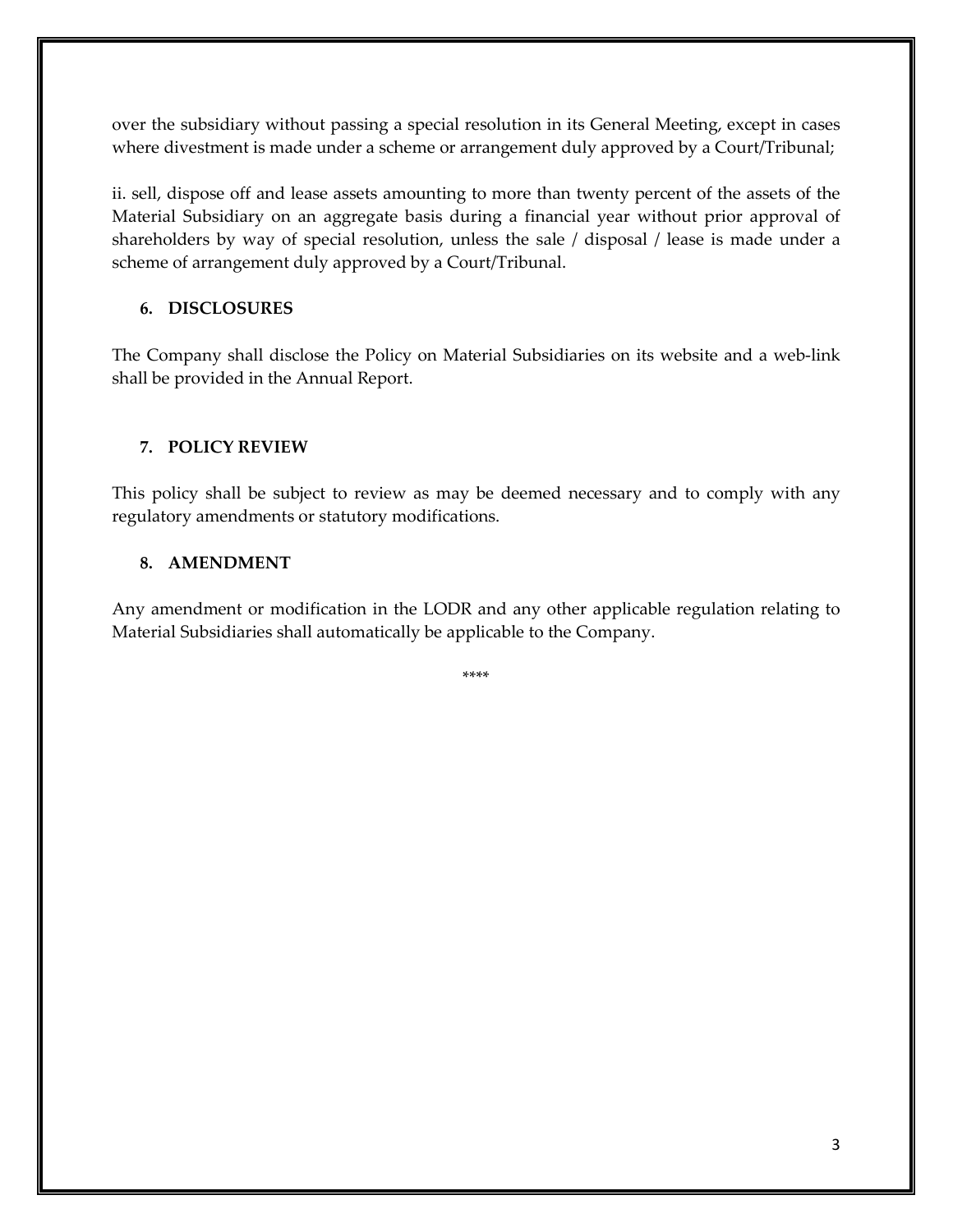over the subsidiary without passing a special resolution in its General Meeting, except in cases where divestment is made under a scheme or arrangement duly approved by a Court/Tribunal;

ii. sell, dispose off and lease assets amounting to more than twenty percent of the assets of the Material Subsidiary on an aggregate basis during a financial year without prior approval of shareholders by way of special resolution, unless the sale / disposal / lease is made under a scheme of arrangement duly approved by a Court/Tribunal.

## 6. DISCLOSURES

The Company shall disclose the Policy on Material Subsidiaries on its website and a web-link shall be provided in the Annual Report.

## 7. POLICY REVIEW

This policy shall be subject to review as may be deemed necessary and to comply with any regulatory amendments or statutory modifications.

## 8. AMENDMENT

Any amendment or modification in the LODR and any other applicable regulation relating to Material Subsidiaries shall automatically be applicable to the Company.

****